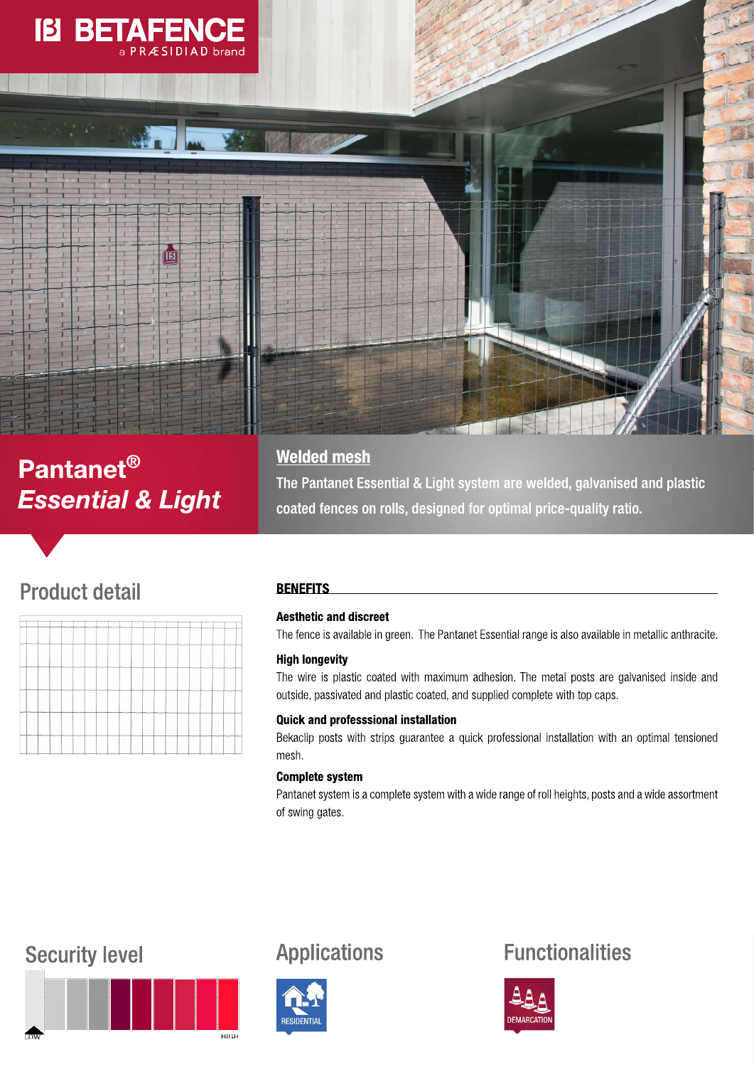BETAFENCE
a PRÆSIDIAD brand

# Pantanet® *Essential & Light*

## Welded mesh

The Pantanet Essential & Light system are welded, galvanised and plastic coated fences on rolls, designed for optimal price-quality ratio.

## Product detail

## BENEFITS

**Aesthetic and discreet**

The fence is available in green. The Pantanet Essential range is also available in metallic anthracite.

**High longevity**

The wire is plastic coated with maximum adhesion. The metal posts are galvanised inside and outside, passivated and plastic coated, and supplied complete with top caps.

**Quick and professsional installation**

Bekaclip posts with strips guarantee a quick professional installation with an optimal tensioned mesh.

**Complete system**

Pantanet system is a complete system with a wide range of roll heights, posts and a wide assortment of swing gates.

## Security level

LOW HIGH

## Applications

RESIDENTIAL

## Functionalities

DEMARCATION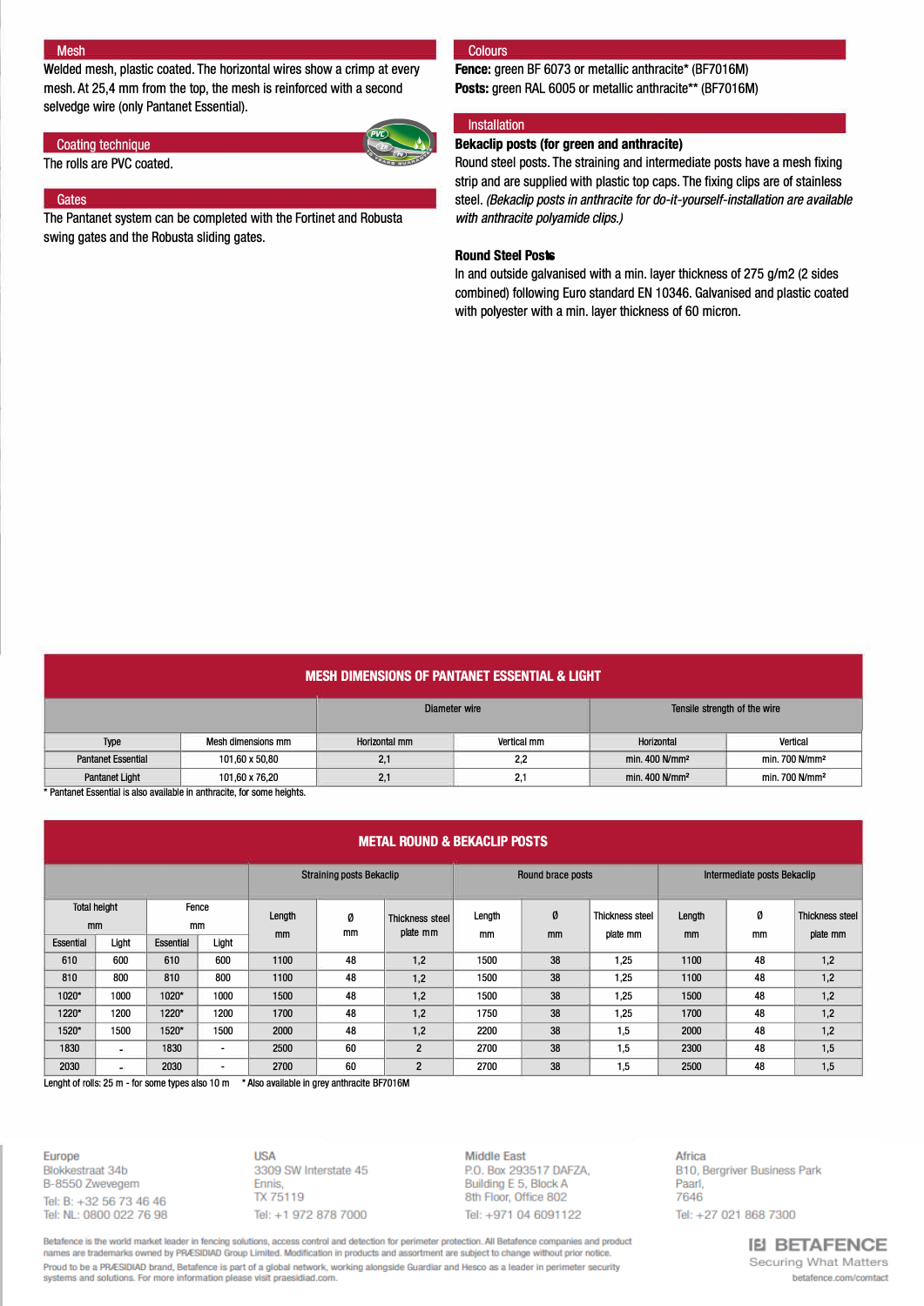## Mesh

Welded mesh, plastic coated. The horizontal wires show a crimp at every mesh. At 25,4 mm from the top, the mesh is reinforced with a second selvedge wire (only Pantanet Essential).

## Coating technique

The rolls are PVC coated.

## Gates

The Pantanet system can be completed with the Fortinet and Robusta swing gates and the Robusta sliding gates.

## Colours

**Fence:** green BF 6073 or metallic anthracite* (BF7016M)
**Posts:** green RAL 6005 or metallic anthracite** (BF7016M)

## Installation

**Bekaclip posts (for green and anthracite)**

Round steel posts. The straining and intermediate posts have a mesh fixing strip and are supplied with plastic top caps. The fixing clips are of stainless steel. *(Bekaclip posts in anthracite for do-it-yourself-installation are available with anthracite polyamide clips.)*

**Round Steel Posts**

In and outside galvanised with a min. layer thickness of 275 g/m2 (2 sides combined) following Euro standard EN 10346. Galvanised and plastic coated with polyester with a min. layer thickness of 60 micron.

### MESH DIMENSIONS OF PANTANET ESSENTIAL & LIGHT

| | | Diameter wire | | Tensile strength of the wire | |
|---|---|---|---|---|---|
| Type | Mesh dimensions mm | Horizontal mm | Vertical mm | Horizontal | Vertical |
| Pantanet Essential | 101,60 x 50,80 | 2,1 | 2,2 | min. 400 N/mm² | min. 700 N/mm² |
| Pantanet Light | 101,60 x 76,20 | 2,1 | 2,1 | min. 400 N/mm² | min. 700 N/mm² |

* Pantanet Essential is also available in anthracite, for some heights.

### METAL ROUND & BEKACLIP POSTS

| Total height mm | | Fence mm | | Straining posts Bekaclip | | | Round brace posts | | | Intermediate posts Bekaclip | | |
|---|---|---|---|---|---|---|---|---|---|---|---|---|
| Essential | Light | Essential | Light | Length mm | Ø mm | Thickness steel plate mm | Length mm | Ø mm | Thickness steel plate mm | Length mm | Ø mm | Thickness steel plate mm |
| 610 | 600 | 610 | 600 | 1100 | 48 | 1,2 | 1500 | 38 | 1,25 | 1100 | 48 | 1,2 |
| 810 | 800 | 810 | 800 | 1100 | 48 | 1,2 | 1500 | 38 | 1,25 | 1100 | 48 | 1,2 |
| 1020* | 1000 | 1020* | 1000 | 1500 | 48 | 1,2 | 1500 | 38 | 1,25 | 1500 | 48 | 1,2 |
| 1220* | 1200 | 1220* | 1200 | 1700 | 48 | 1,2 | 1750 | 38 | 1,25 | 1700 | 48 | 1,2 |
| 1520* | 1500 | 1520* | 1500 | 2000 | 48 | 1,2 | 2200 | 38 | 1,5 | 2000 | 48 | 1,2 |
| 1830 | - | 1830 | - | 2500 | 60 | 2 | 2700 | 38 | 1,5 | 2300 | 48 | 1,5 |
| 2030 | - | 2030 | - | 2700 | 60 | 2 | 2700 | 38 | 1,5 | 2500 | 48 | 1,5 |

Lenght of rolls: 25 m - for some types also 10 m * Also available in grey anthracite BF7016M

**Europe**
Blokkestraat 34b
B-8550 Zwevegem
Tel: B: +32 56 73 46 46
Tel: NL: 0800 022 76 98

**USA**
3309 SW Interstate 45
Ennis,
TX 75119
Tel: +1 972 878 7000

**Middle East**
P.O. Box 293517 DAFZA,
Building E 5, Block A
8th Floor, Office 802
Tel: +971 04 6091122

**Africa**
B10, Bergriver Business Park
Paarl,
7646
Tel: +27 021 868 7300

Betafence is the world market leader in fencing solutions, access control and detection for perimeter protection. All Betafence companies and product names are trademarks owned by PRÆSIDIAD Group Limited. Modification in products and assortment are subject to change without prior notice.
Proud to be a PRÆSIDIAD brand, Betafence is part of a global network, working alongside Guardian and Hesco as a leader in perimeter security systems and solutions. For more information please visit praesidiad.com.

BETAFENCE
Securing What Matters
betafence.com/comtact